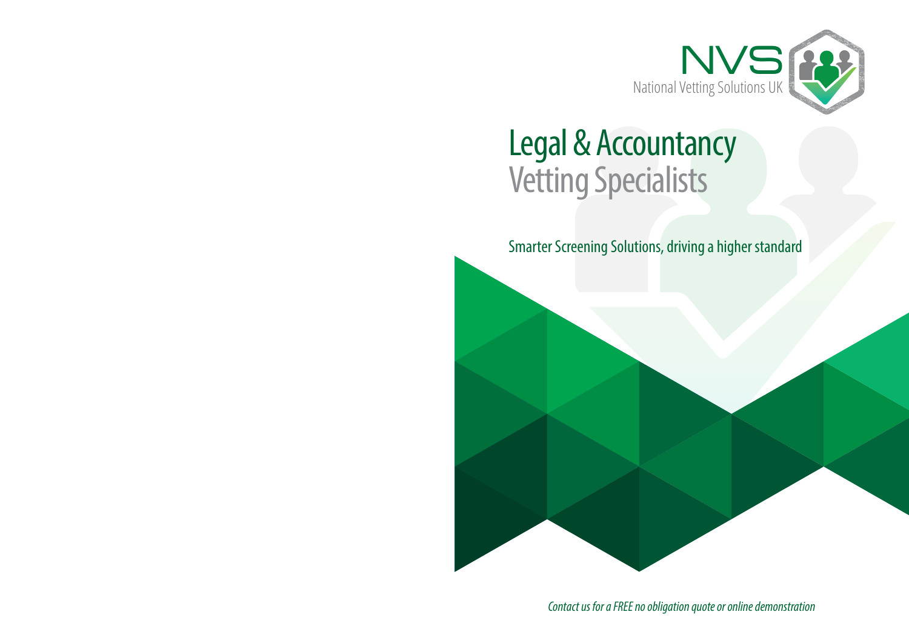NVS

National Vetting Solutions UK

# Legal & Accountancy
## Vetting Specialists

Smarter Screening Solutions, driving a higher standard

*Contact us for a FREE no obligation quote or online demonstration*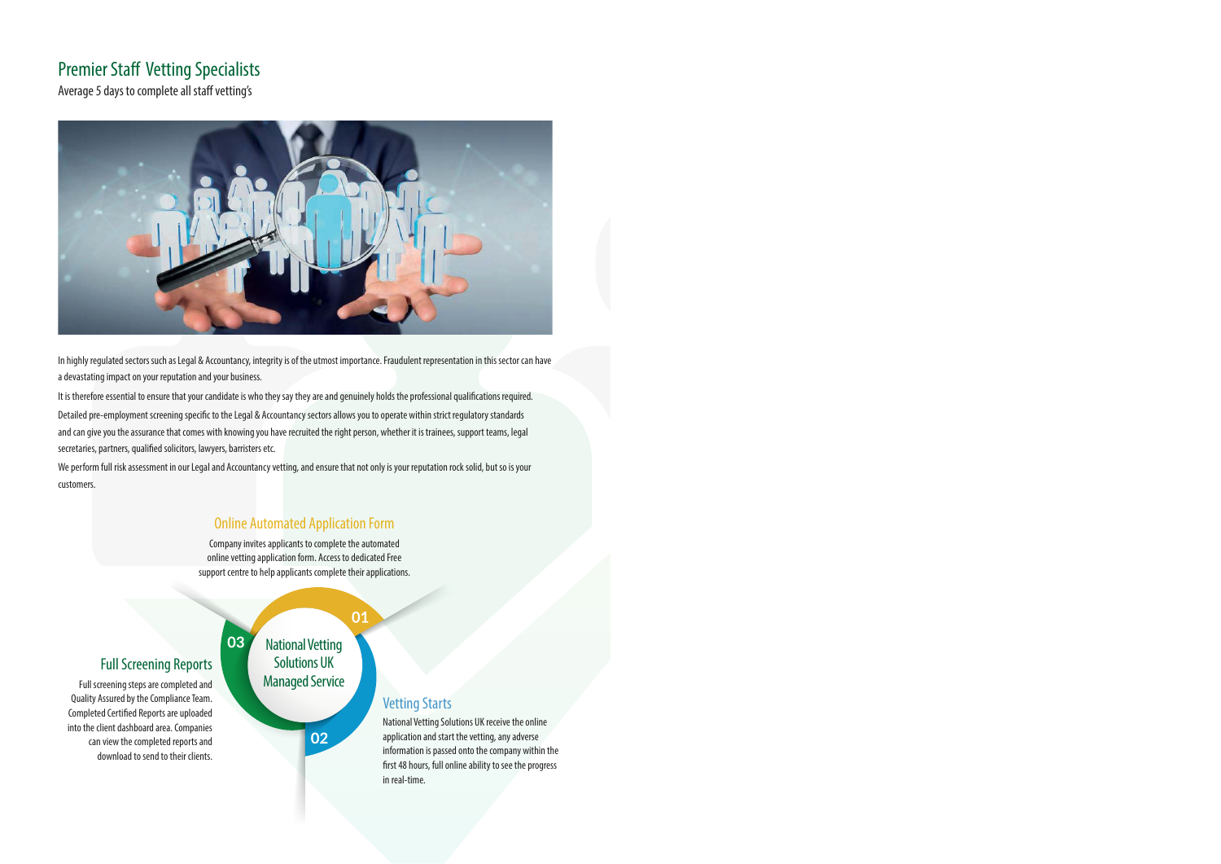# Premier Staff Vetting Specialists

Average 5 days to complete all staff vetting's

In highly regulated sectors such as Legal & Accountancy, integrity is of the utmost importance. Fraudulent representation in this sector can have a devastating impact on your reputation and your business.

It is therefore essential to ensure that your candidate is who they say they are and genuinely holds the professional qualifications required.

Detailed pre-employment screening specific to the Legal & Accountancy sectors allows you to operate within strict regulatory standards and can give you the assurance that comes with knowing you have recruited the right person, whether it is trainees, support teams, legal secretaries, partners, qualified solicitors, lawyers, barristers etc.

We perform full risk assessment in our Legal and Accountancy vetting, and ensure that not only is your reputation rock solid, but so is your customers.

## Online Automated Application Form

Company invites applicants to complete the automated online vetting application form. Access to dedicated Free support centre to help applicants complete their applications.

01

National Vetting Solutions UK Managed Service

## Vetting Starts

02

National Vetting Solutions UK receive the online application and start the vetting, any adverse information is passed onto the company within the first 48 hours, full online ability to see the progress in real-time.

## Full Screening Reports

03

Full screening steps are completed and Quality Assured by the Compliance Team. Completed Certified Reports are uploaded into the client dashboard area. Companies can view the completed reports and download to send to their clients.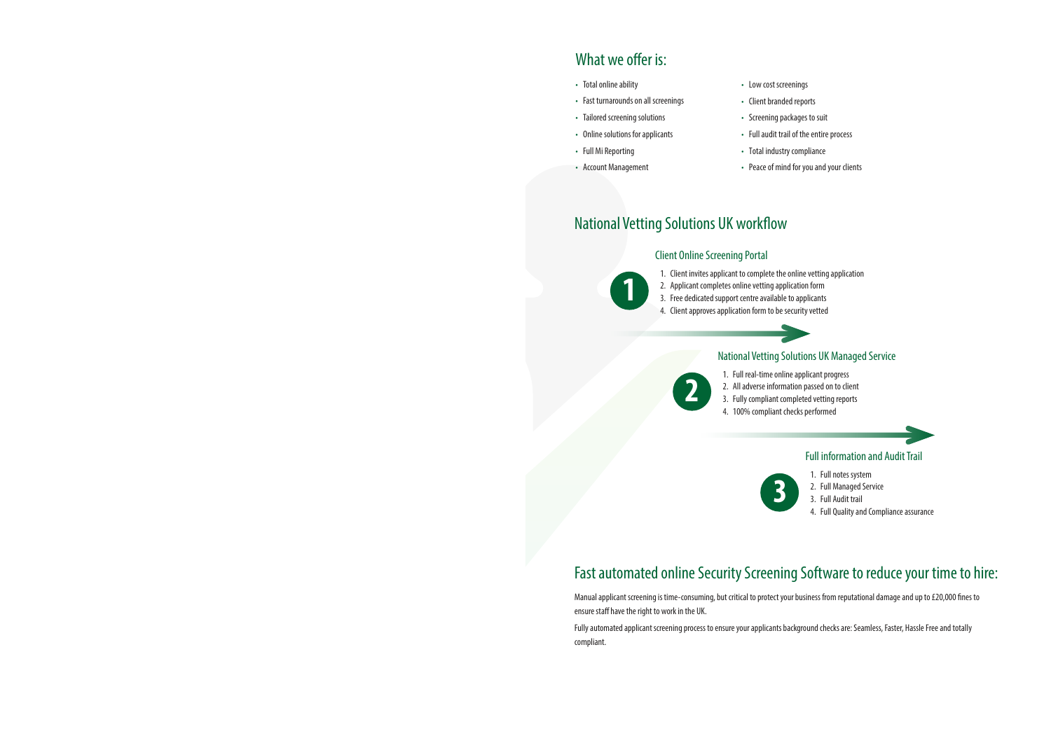## What we offer is:

- Total online ability
- Fast turnarounds on all screenings
- Tailored screening solutions
- Online solutions for applicants
- Full Mi Reporting
- Account Management
- Low cost screenings
- Client branded reports
- Screening packages to suit
- Full audit trail of the entire process
- Total industry compliance
- Peace of mind for you and your clients

## National Vetting Solutions UK workflow

### 1 Client Online Screening Portal

1. Client invites applicant to complete the online vetting application
2. Applicant completes online vetting application form
3. Free dedicated support centre available to applicants
4. Client approves application form to be security vetted

### 2 National Vetting Solutions UK Managed Service

1. Full real-time online applicant progress
2. All adverse information passed on to client
3. Fully compliant completed vetting reports
4. 100% compliant checks performed

### 3 Full information and Audit Trail

1. Full notes system
2. Full Managed Service
3. Full Audit trail
4. Full Quality and Compliance assurance

## Fast automated online Security Screening Software to reduce your time to hire:

Manual applicant screening is time-consuming, but critical to protect your business from reputational damage and up to £20,000 fines to ensure staff have the right to work in the UK.

Fully automated applicant screening process to ensure your applicants background checks are: Seamless, Faster, Hassle Free and totally compliant.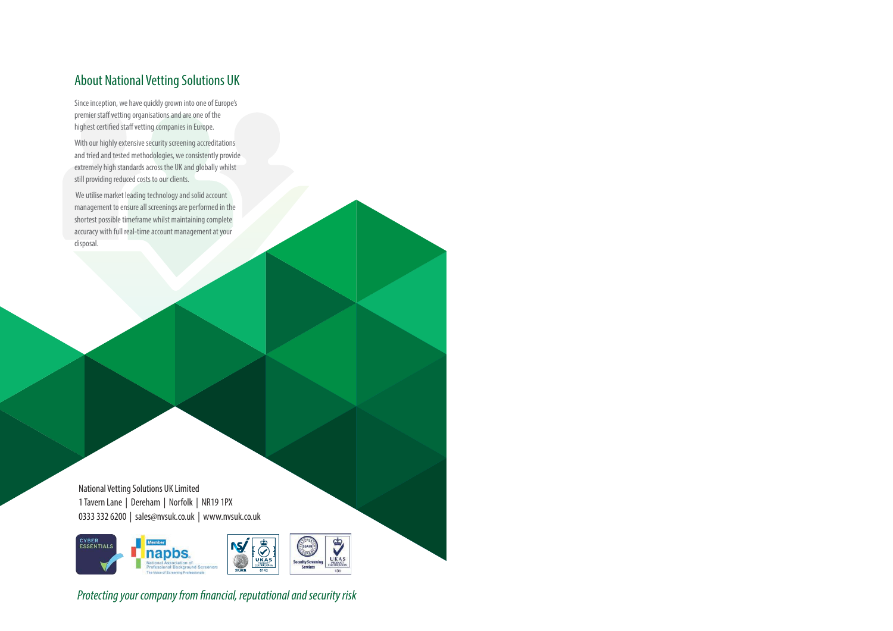## About National Vetting Solutions UK

Since inception, we have quickly grown into one of Europe's premier staff vetting organisations and are one of the highest certified staff vetting companies in Europe.

With our highly extensive security screening accreditations and tried and tested methodologies, we consistently provide extremely high standards across the UK and globally whilst still providing reduced costs to our clients.

We utilise market leading technology and solid account management to ensure all screenings are performed in the shortest possible timeframe whilst maintaining complete accuracy with full real-time account management at your disposal.

National Vetting Solutions UK Limited
1 Tavern Lane | Dereham | Norfolk | NR19 1PX
0333 332 6200 | sales@nvsuk.co.uk | www.nvsuk.co.uk

*Protecting your company from financial, reputational and security risk*